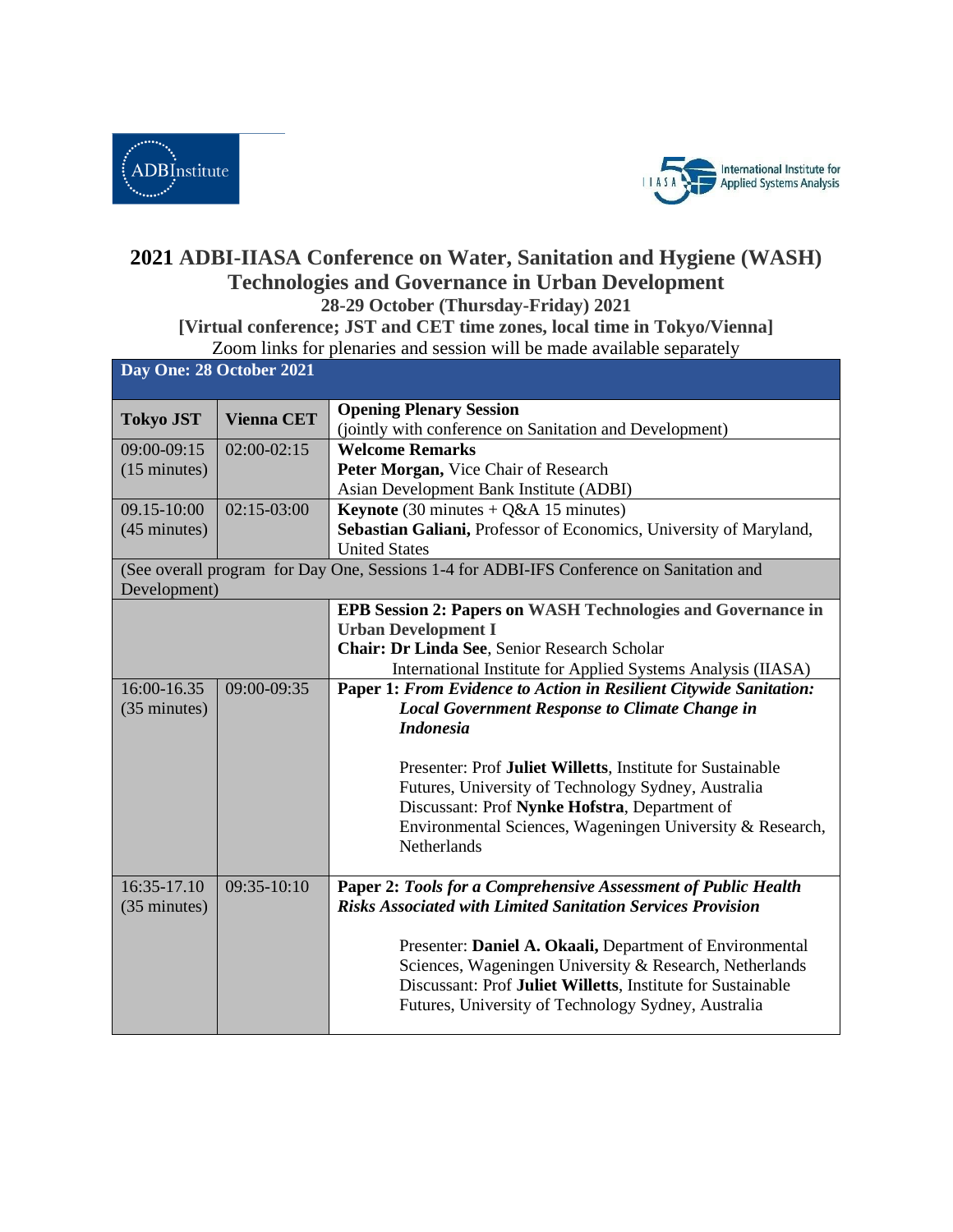# 2021 ADBI-IIASA Conference on Water, Sanitation and Hygiene (WASH) Technologies and Governance in Urban Development

**28-29 October (Thursday-Friday) 2021**

**[Virtual conference; JST and CET time zones, local time in Tokyo/Vienna]**

Zoom links for plenaries and session will be made available separately

| **Day One: 28 October 2021** | | |
|---|---|---|
| **Tokyo JST** | **Vienna CET** | **Opening Plenary Session** (jointly with conference on Sanitation and Development) |
| 09:00-09:15 (15 minutes) | 02:00-02:15 | **Welcome Remarks** **Peter Morgan,** Vice Chair of Research Asian Development Bank Institute (ADBI) |
| 09.15-10:00 (45 minutes) | 02:15-03:00 | **Keynote** (30 minutes + Q&A 15 minutes) **Sebastian Galiani,** Professor of Economics, University of Maryland, United States |
| (See overall program for Day One, Sessions 1-4 for ADBI-IFS Conference on Sanitation and Development) | | |
| | | **EPB Session 2: Papers on WASH Technologies and Governance in Urban Development I** **Chair: Dr Linda See**, Senior Research Scholar International Institute for Applied Systems Analysis (IIASA) |
| 16:00-16.35 (35 minutes) | 09:00-09:35 | **Paper 1:** ***From Evidence to Action in Resilient Citywide Sanitation: Local Government Response to Climate Change in Indonesia*** Presenter: Prof **Juliet Willetts**, Institute for Sustainable Futures, University of Technology Sydney, Australia Discussant: Prof **Nynke Hofstra**, Department of Environmental Sciences, Wageningen University & Research, Netherlands |
| 16:35-17.10 (35 minutes) | 09:35-10:10 | **Paper 2:** ***Tools for a Comprehensive Assessment of Public Health Risks Associated with Limited Sanitation Services Provision*** Presenter: **Daniel A. Okaali,** Department of Environmental Sciences, Wageningen University & Research, Netherlands Discussant: Prof **Juliet Willetts**, Institute for Sustainable Futures, University of Technology Sydney, Australia |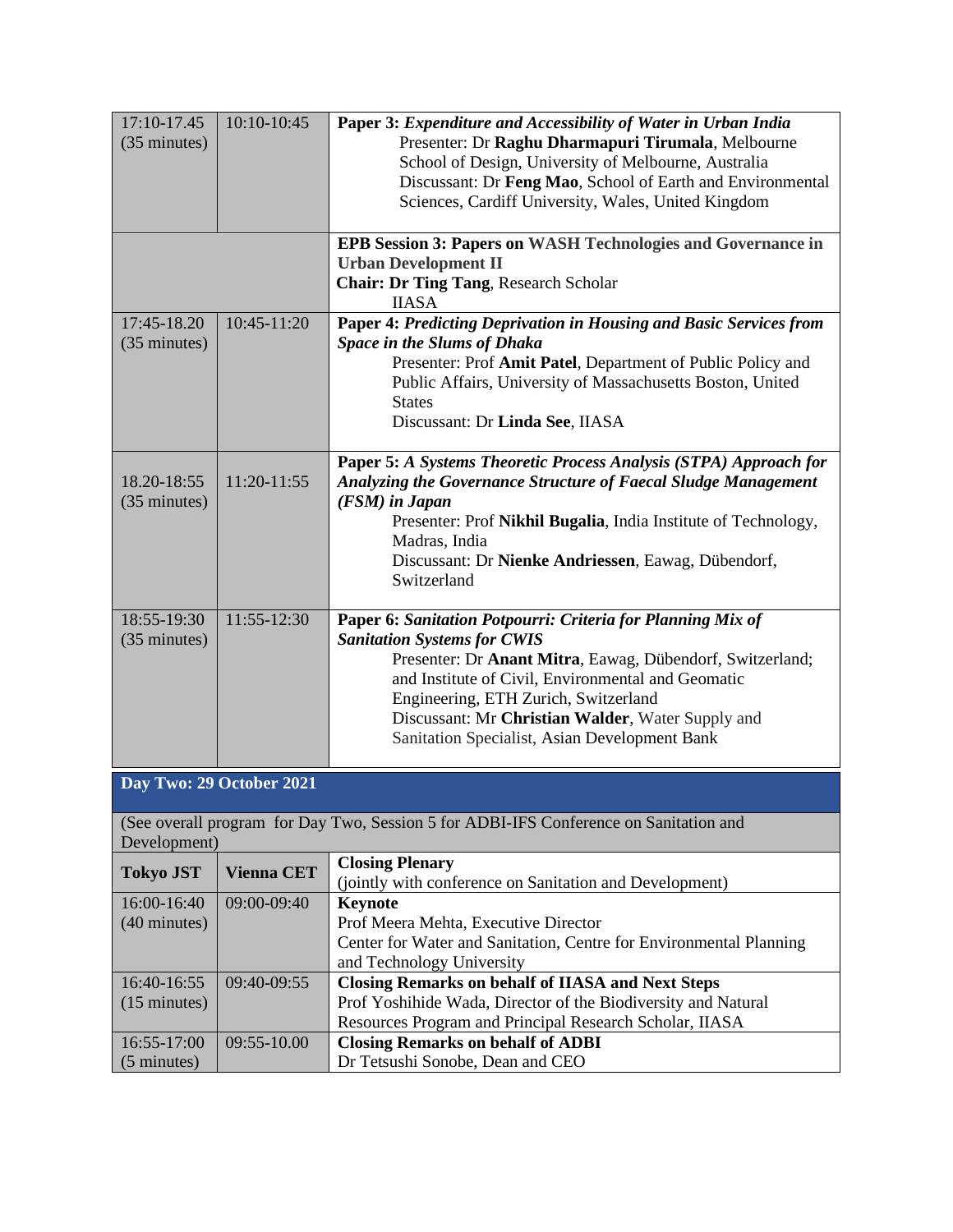| | | |
|---|---|---|
| 17:10-17.45 (35 minutes) | 10:10-10:45 | **Paper 3:** ***Expenditure and Accessibility of Water in Urban India*** Presenter: Dr **Raghu Dharmapuri Tirumala**, Melbourne School of Design, University of Melbourne, Australia Discussant: Dr **Feng Mao**, School of Earth and Environmental Sciences, Cardiff University, Wales, United Kingdom |
| | | **EPB Session 3: Papers on WASH Technologies and Governance in Urban Development II** **Chair: Dr Ting Tang**, Research Scholar IIASA |
| 17:45-18.20 (35 minutes) | 10:45-11:20 | **Paper 4:** ***Predicting Deprivation in Housing and Basic Services from Space in the Slums of Dhaka*** Presenter: Prof **Amit Patel**, Department of Public Policy and Public Affairs, University of Massachusetts Boston, United States Discussant: Dr **Linda See**, IIASA |
| 18.20-18:55 (35 minutes) | 11:20-11:55 | **Paper 5:** ***A Systems Theoretic Process Analysis (STPA) Approach for Analyzing the Governance Structure of Faecal Sludge Management (FSM) in Japan*** Presenter: Prof **Nikhil Bugalia**, India Institute of Technology, Madras, India Discussant: Dr **Nienke Andriessen**, Eawag, Dübendorf, Switzerland |
| 18:55-19:30 (35 minutes) | 11:55-12:30 | **Paper 6:** ***Sanitation Potpourri: Criteria for Planning Mix of Sanitation Systems for CWIS*** Presenter: Dr **Anant Mitra**, Eawag, Dübendorf, Switzerland; and Institute of Civil, Environmental and Geomatic Engineering, ETH Zurich, Switzerland Discussant: Mr **Christian Walder**, Water Supply and Sanitation Specialist, Asian Development Bank |

**Day Two: 29 October 2021**

(See overall program for Day Two, Session 5 for ADBI-IFS Conference on Sanitation and Development)

| **Tokyo JST** | **Vienna CET** | **Closing Plenary** (jointly with conference on Sanitation and Development) |
|---|---|---|
| 16:00-16:40 (40 minutes) | 09:00-09:40 | **Keynote** Prof Meera Mehta, Executive Director Center for Water and Sanitation, Centre for Environmental Planning and Technology University |
| 16:40-16:55 (15 minutes) | 09:40-09:55 | **Closing Remarks on behalf of IIASA and Next Steps** Prof Yoshihide Wada, Director of the Biodiversity and Natural Resources Program and Principal Research Scholar, IIASA |
| 16:55-17:00 (5 minutes) | 09:55-10.00 | **Closing Remarks on behalf of ADBI** Dr Tetsushi Sonobe, Dean and CEO |